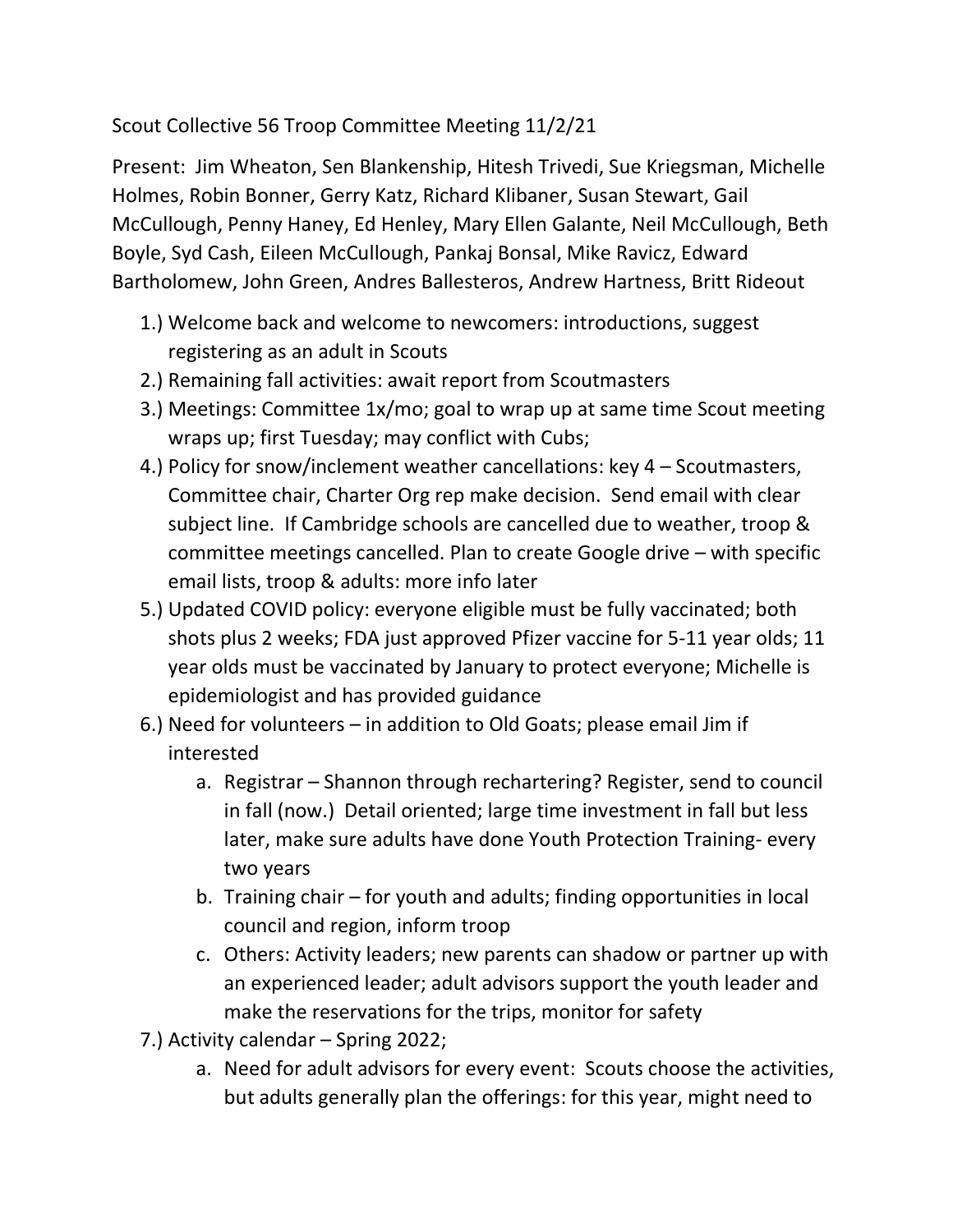Scout Collective 56 Troop Committee Meeting 11/2/21

Present: Jim Wheaton, Sen Blankenship, Hitesh Trivedi, Sue Kriegsman, Michelle Holmes, Robin Bonner, Gerry Katz, Richard Klibaner, Susan Stewart, Gail McCullough, Penny Haney, Ed Henley, Mary Ellen Galante, Neil McCullough, Beth Boyle, Syd Cash, Eileen McCullough, Pankaj Bonsal, Mike Ravicz, Edward Bartholomew, John Green, Andres Ballesteros, Andrew Hartness, Britt Rideout

1.) Welcome back and welcome to newcomers: introductions, suggest registering as an adult in Scouts
2.) Remaining fall activities: await report from Scoutmasters
3.) Meetings: Committee 1x/mo; goal to wrap up at same time Scout meeting wraps up; first Tuesday; may conflict with Cubs;
4.) Policy for snow/inclement weather cancellations: key 4 – Scoutmasters, Committee chair, Charter Org rep make decision. Send email with clear subject line. If Cambridge schools are cancelled due to weather, troop & committee meetings cancelled. Plan to create Google drive – with specific email lists, troop & adults: more info later
5.) Updated COVID policy: everyone eligible must be fully vaccinated; both shots plus 2 weeks; FDA just approved Pfizer vaccine for 5-11 year olds; 11 year olds must be vaccinated by January to protect everyone; Michelle is epidemiologist and has provided guidance
6.) Need for volunteers – in addition to Old Goats; please email Jim if interested
    a. Registrar – Shannon through rechartering? Register, send to council in fall (now.) Detail oriented; large time investment in fall but less later, make sure adults have done Youth Protection Training- every two years
    b. Training chair – for youth and adults; finding opportunities in local council and region, inform troop
    c. Others: Activity leaders; new parents can shadow or partner up with an experienced leader; adult advisors support the youth leader and make the reservations for the trips, monitor for safety
7.) Activity calendar – Spring 2022;
    a. Need for adult advisors for every event: Scouts choose the activities, but adults generally plan the offerings: for this year, might need to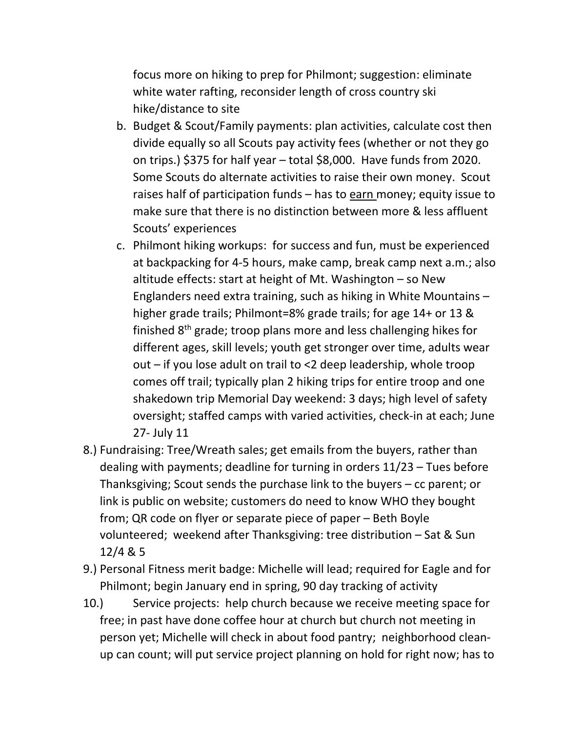focus more on hiking to prep for Philmont; suggestion: eliminate white water rafting, reconsider length of cross country ski hike/distance to site

b. Budget & Scout/Family payments: plan activities, calculate cost then divide equally so all Scouts pay activity fees (whether or not they go on trips.) $375 for half year – total $8,000. Have funds from 2020. Some Scouts do alternate activities to raise their own money. Scout raises half of participation funds – has to <u>earn</u> money; equity issue to make sure that there is no distinction between more & less affluent Scouts' experiences

c. Philmont hiking workups: for success and fun, must be experienced at backpacking for 4-5 hours, make camp, break camp next a.m.; also altitude effects: start at height of Mt. Washington – so New Englanders need extra training, such as hiking in White Mountains – higher grade trails; Philmont=8% grade trails; for age 14+ or 13 & finished 8th grade; troop plans more and less challenging hikes for different ages, skill levels; youth get stronger over time, adults wear out – if you lose adult on trail to <2 deep leadership, whole troop comes off trail; typically plan 2 hiking trips for entire troop and one shakedown trip Memorial Day weekend: 3 days; high level of safety oversight; staffed camps with varied activities, check-in at each; June 27- July 11

8.) Fundraising: Tree/Wreath sales; get emails from the buyers, rather than dealing with payments; deadline for turning in orders 11/23 – Tues before Thanksgiving; Scout sends the purchase link to the buyers – cc parent; or link is public on website; customers do need to know WHO they bought from; QR code on flyer or separate piece of paper – Beth Boyle volunteered; weekend after Thanksgiving: tree distribution – Sat & Sun 12/4 & 5

9.) Personal Fitness merit badge: Michelle will lead; required for Eagle and for Philmont; begin January end in spring, 90 day tracking of activity

10.) Service projects: help church because we receive meeting space for free; in past have done coffee hour at church but church not meeting in person yet; Michelle will check in about food pantry; neighborhood clean-up can count; will put service project planning on hold for right now; has to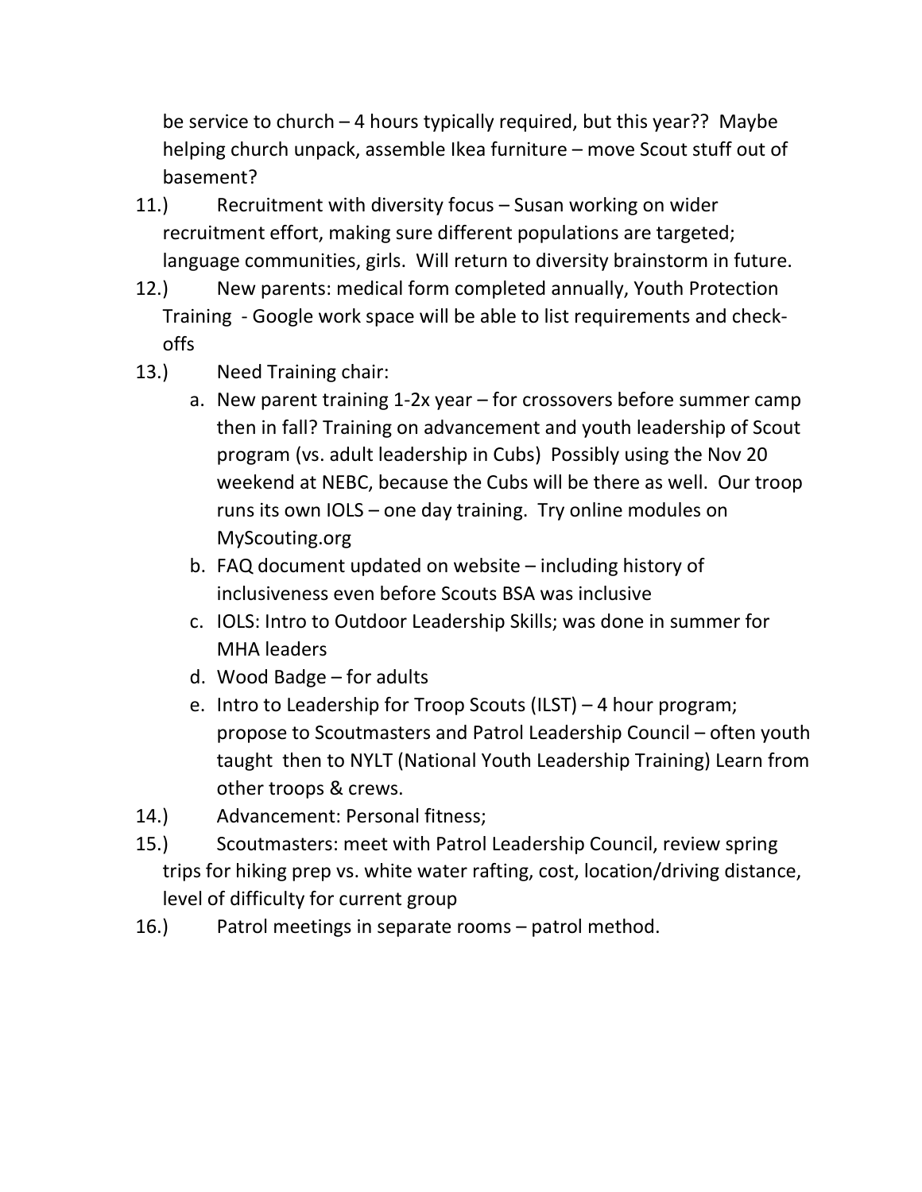be service to church – 4 hours typically required, but this year?? Maybe helping church unpack, assemble Ikea furniture – move Scout stuff out of basement?

11.) Recruitment with diversity focus – Susan working on wider recruitment effort, making sure different populations are targeted; language communities, girls. Will return to diversity brainstorm in future.

12.) New parents: medical form completed annually, Youth Protection Training - Google work space will be able to list requirements and check-offs

13.) Need Training chair:

   a. New parent training 1-2x year – for crossovers before summer camp then in fall? Training on advancement and youth leadership of Scout program (vs. adult leadership in Cubs) Possibly using the Nov 20 weekend at NEBC, because the Cubs will be there as well. Our troop runs its own IOLS – one day training. Try online modules on MyScouting.org
   b. FAQ document updated on website – including history of inclusiveness even before Scouts BSA was inclusive
   c. IOLS: Intro to Outdoor Leadership Skills; was done in summer for MHA leaders
   d. Wood Badge – for adults
   e. Intro to Leadership for Troop Scouts (ILST) – 4 hour program; propose to Scoutmasters and Patrol Leadership Council – often youth taught then to NYLT (National Youth Leadership Training) Learn from other troops & crews.

14.) Advancement: Personal fitness;

15.) Scoutmasters: meet with Patrol Leadership Council, review spring trips for hiking prep vs. white water rafting, cost, location/driving distance, level of difficulty for current group

16.) Patrol meetings in separate rooms – patrol method.